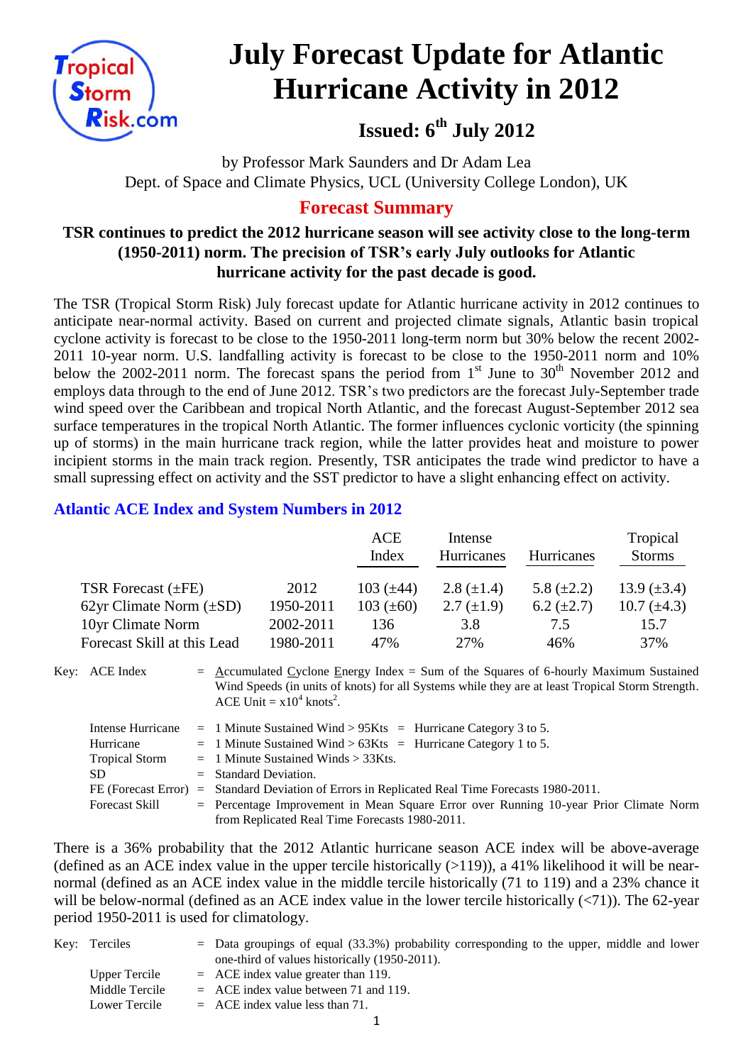# July Forecast Update for Atlantic Hurricane Activity in 2012

## Issued: 6th July 2012

by Professor Mark Saunders and Dr Adam Lea
Dept. of Space and Climate Physics, UCL (University College London), UK

## Forecast Summary

**TSR continues to predict the 2012 hurricane season will see activity close to the long-term (1950-2011) norm. The precision of TSR's early July outlooks for Atlantic hurricane activity for the past decade is good.**

The TSR (Tropical Storm Risk) July forecast update for Atlantic hurricane activity in 2012 continues to anticipate near-normal activity. Based on current and projected climate signals, Atlantic basin tropical cyclone activity is forecast to be close to the 1950-2011 long-term norm but 30% below the recent 2002-2011 10-year norm. U.S. landfalling activity is forecast to be close to the 1950-2011 norm and 10% below the 2002-2011 norm. The forecast spans the period from 1st June to 30th November 2012 and employs data through to the end of June 2012. TSR's two predictors are the forecast July-September trade wind speed over the Caribbean and tropical North Atlantic, and the forecast August-September 2012 sea surface temperatures in the tropical North Atlantic. The former influences cyclonic vorticity (the spinning up of storms) in the main hurricane track region, while the latter provides heat and moisture to power incipient storms in the main track region. Presently, TSR anticipates the trade wind predictor to have a small supressing effect on activity and the SST predictor to have a slight enhancing effect on activity.

### Atlantic ACE Index and System Numbers in 2012

| | | ACE Index | Intense Hurricanes | Hurricanes | Tropical Storms |
|---|---|---|---|---|---|
| TSR Forecast (±FE) | 2012 | 103 (±44) | 2.8 (±1.4) | 5.8 (±2.2) | 13.9 (±3.4) |
| 62yr Climate Norm (±SD) | 1950-2011 | 103 (±60) | 2.7 (±1.9) | 6.2 (±2.7) | 10.7 (±4.3) |
| 10yr Climate Norm | 2002-2011 | 136 | 3.8 | 7.5 | 15.7 |
| Forecast Skill at this Lead | 1980-2011 | 47% | 27% | 46% | 37% |

Key:
- ACE Index = Accumulated Cyclone Energy Index = Sum of the Squares of 6-hourly Maximum Sustained Wind Speeds (in units of knots) for all Systems while they are at least Tropical Storm Strength. ACE Unit = $x10^4$ knots$^2$.
- Intense Hurricane = 1 Minute Sustained Wind > 95Kts = Hurricane Category 3 to 5.
- Hurricane = 1 Minute Sustained Wind > 63Kts = Hurricane Category 1 to 5.
- Tropical Storm = 1 Minute Sustained Winds > 33Kts.
- SD = Standard Deviation.
- FE (Forecast Error) = Standard Deviation of Errors in Replicated Real Time Forecasts 1980-2011.
- Forecast Skill = Percentage Improvement in Mean Square Error over Running 10-year Prior Climate Norm from Replicated Real Time Forecasts 1980-2011.

There is a 36% probability that the 2012 Atlantic hurricane season ACE index will be above-average (defined as an ACE index value in the upper tercile historically (>119)), a 41% likelihood it will be near-normal (defined as an ACE index value in the middle tercile historically (71 to 119) and a 23% chance it will be below-normal (defined as an ACE index value in the lower tercile historically (<71)). The 62-year period 1950-2011 is used for climatology.

Key:
- Terciles = Data groupings of equal (33.3%) probability corresponding to the upper, middle and lower one-third of values historically (1950-2011).
- Upper Tercile = ACE index value greater than 119.
- Middle Tercile = ACE index value between 71 and 119.
- Lower Tercile = ACE index value less than 71.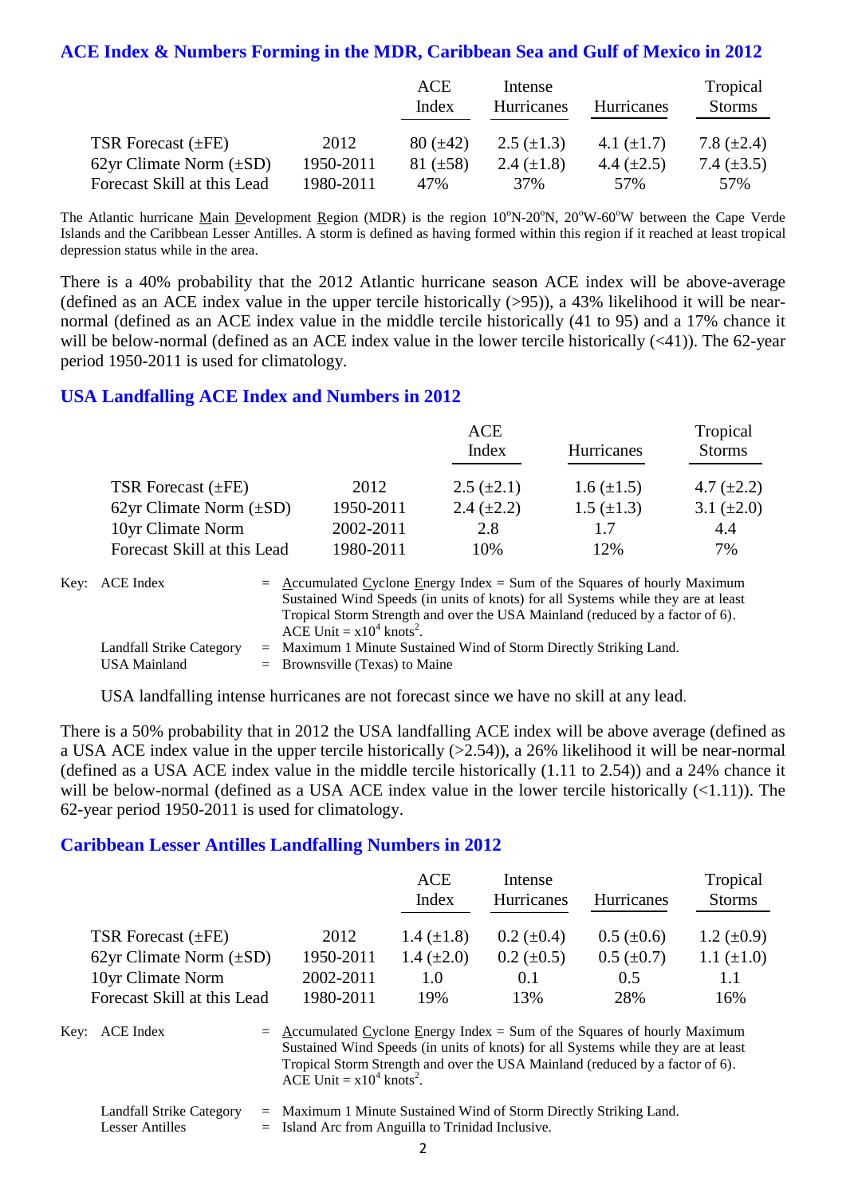## ACE Index & Numbers Forming in the MDR, Caribbean Sea and Gulf of Mexico in 2012

| | | ACE Index | Intense Hurricanes | Hurricanes | Tropical Storms |
|---|---|---|---|---|---|
| TSR Forecast (±FE) | 2012 | 80 (±42) | 2.5 (±1.3) | 4.1 (±1.7) | 7.8 (±2.4) |
| 62yr Climate Norm (±SD) | 1950-2011 | 81 (±58) | 2.4 (±1.8) | 4.4 (±2.5) | 7.4 (±3.5) |
| Forecast Skill at this Lead | 1980-2011 | 47% | 37% | 57% | 57% |

The Atlantic hurricane Main Development Region (MDR) is the region 10°N-20°N, 20°W-60°W between the Cape Verde Islands and the Caribbean Lesser Antilles. A storm is defined as having formed within this region if it reached at least tropical depression status while in the area.

There is a 40% probability that the 2012 Atlantic hurricane season ACE index will be above-average (defined as an ACE index value in the upper tercile historically (>95)), a 43% likelihood it will be near-normal (defined as an ACE index value in the middle tercile historically (41 to 95) and a 17% chance it will be below-normal (defined as an ACE index value in the lower tercile historically (<41)). The 62-year period 1950-2011 is used for climatology.

## USA Landfalling ACE Index and Numbers in 2012

| | | ACE Index | Hurricanes | Tropical Storms |
|---|---|---|---|---|
| TSR Forecast (±FE) | 2012 | 2.5 (±2.1) | 1.6 (±1.5) | 4.7 (±2.2) |
| 62yr Climate Norm (±SD) | 1950-2011 | 2.4 (±2.2) | 1.5 (±1.3) | 3.1 (±2.0) |
| 10yr Climate Norm | 2002-2011 | 2.8 | 1.7 | 4.4 |
| Forecast Skill at this Lead | 1980-2011 | 10% | 12% | 7% |

Key: ACE Index = Accumulated Cyclone Energy Index = Sum of the Squares of hourly Maximum Sustained Wind Speeds (in units of knots) for all Systems while they are at least Tropical Storm Strength and over the USA Mainland (reduced by a factor of 6). ACE Unit = $x10^4$ knots$^2$.

Landfall Strike Category = Maximum 1 Minute Sustained Wind of Storm Directly Striking Land.

USA Mainland = Brownsville (Texas) to Maine

USA landfalling intense hurricanes are not forecast since we have no skill at any lead.

There is a 50% probability that in 2012 the USA landfalling ACE index will be above average (defined as a USA ACE index value in the upper tercile historically (>2.54)), a 26% likelihood it will be near-normal (defined as a USA ACE index value in the middle tercile historically (1.11 to 2.54)) and a 24% chance it will be below-normal (defined as a USA ACE index value in the lower tercile historically (<1.11)). The 62-year period 1950-2011 is used for climatology.

## Caribbean Lesser Antilles Landfalling Numbers in 2012

| | | ACE Index | Intense Hurricanes | Hurricanes | Tropical Storms |
|---|---|---|---|---|---|
| TSR Forecast (±FE) | 2012 | 1.4 (±1.8) | 0.2 (±0.4) | 0.5 (±0.6) | 1.2 (±0.9) |
| 62yr Climate Norm (±SD) | 1950-2011 | 1.4 (±2.0) | 0.2 (±0.5) | 0.5 (±0.7) | 1.1 (±1.0) |
| 10yr Climate Norm | 2002-2011 | 1.0 | 0.1 | 0.5 | 1.1 |
| Forecast Skill at this Lead | 1980-2011 | 19% | 13% | 28% | 16% |

Key: ACE Index = Accumulated Cyclone Energy Index = Sum of the Squares of hourly Maximum Sustained Wind Speeds (in units of knots) for all Systems while they are at least Tropical Storm Strength and over the USA Mainland (reduced by a factor of 6). ACE Unit = $x10^4$ knots$^2$.

Landfall Strike Category = Maximum 1 Minute Sustained Wind of Storm Directly Striking Land.

Lesser Antilles = Island Arc from Anguilla to Trinidad Inclusive.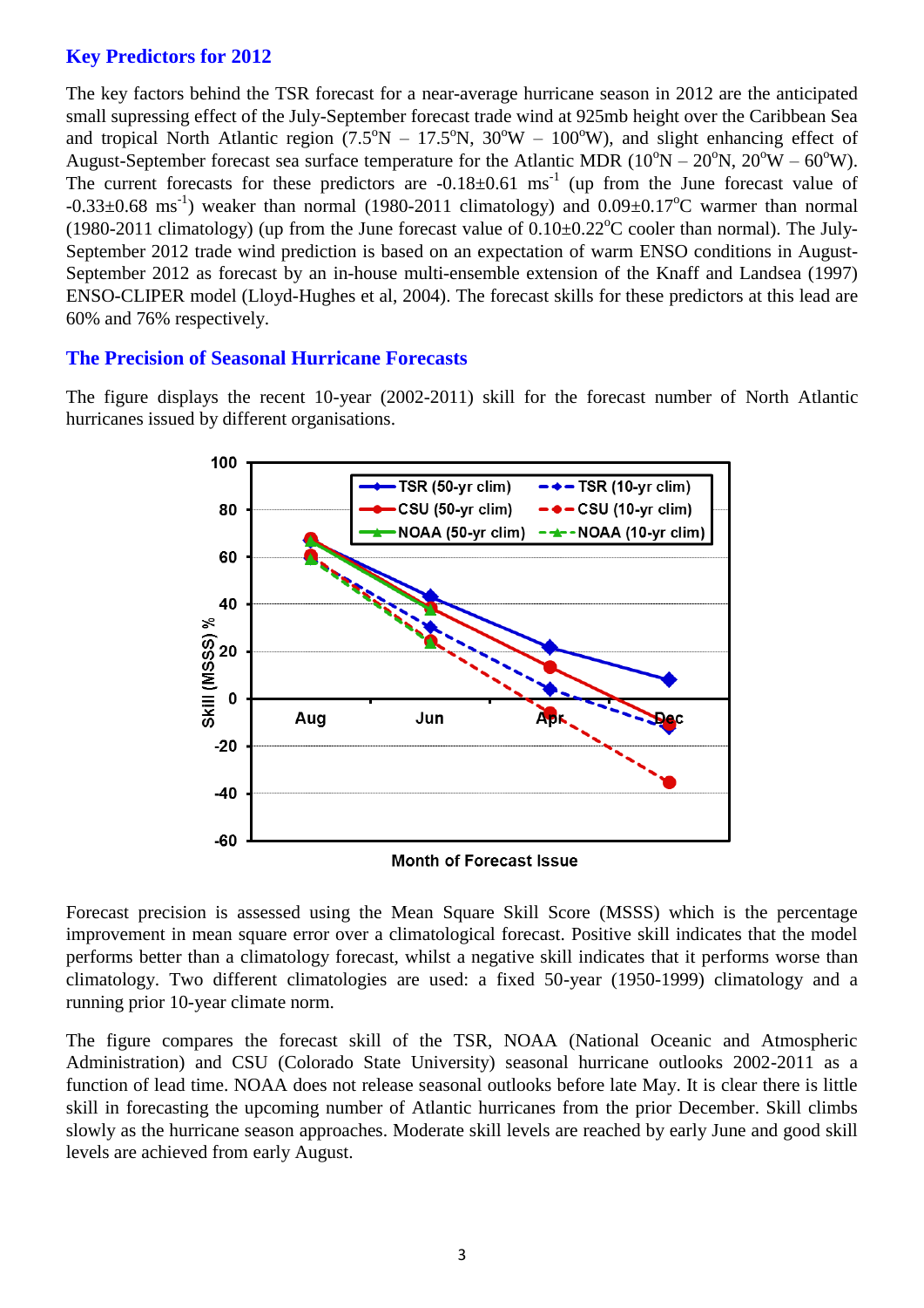## Key Predictors for 2012

The key factors behind the TSR forecast for a near-average hurricane season in 2012 are the anticipated small supressing effect of the July-September forecast trade wind at 925mb height over the Caribbean Sea and tropical North Atlantic region (7.5°N – 17.5°N, 30°W – 100°W), and slight enhancing effect of August-September forecast sea surface temperature for the Atlantic MDR (10°N – 20°N, 20°W – 60°W). The current forecasts for these predictors are -0.18±0.61 $ms^{-1}$ (up from the June forecast value of -0.33±0.68 $ms^{-1}$) weaker than normal (1980-2011 climatology) and 0.09±0.17°C warmer than normal (1980-2011 climatology) (up from the June forecast value of 0.10±0.22°C cooler than normal). The July-September 2012 trade wind prediction is based on an expectation of warm ENSO conditions in August-September 2012 as forecast by an in-house multi-ensemble extension of the Knaff and Landsea (1997) ENSO-CLIPER model (Lloyd-Hughes et al, 2004). The forecast skills for these predictors at this lead are 60% and 76% respectively.

## The Precision of Seasonal Hurricane Forecasts

The figure displays the recent 10-year (2002-2011) skill for the forecast number of North Atlantic hurricanes issued by different organisations.

Forecast precision is assessed using the Mean Square Skill Score (MSSS) which is the percentage improvement in mean square error over a climatological forecast. Positive skill indicates that the model performs better than a climatology forecast, whilst a negative skill indicates that it performs worse than climatology. Two different climatologies are used: a fixed 50-year (1950-1999) climatology and a running prior 10-year climate norm.

The figure compares the forecast skill of the TSR, NOAA (National Oceanic and Atmospheric Administration) and CSU (Colorado State University) seasonal hurricane outlooks 2002-2011 as a function of lead time. NOAA does not release seasonal outlooks before late May. It is clear there is little skill in forecasting the upcoming number of Atlantic hurricanes from the prior December. Skill climbs slowly as the hurricane season approaches. Moderate skill levels are reached by early June and good skill levels are achieved from early August.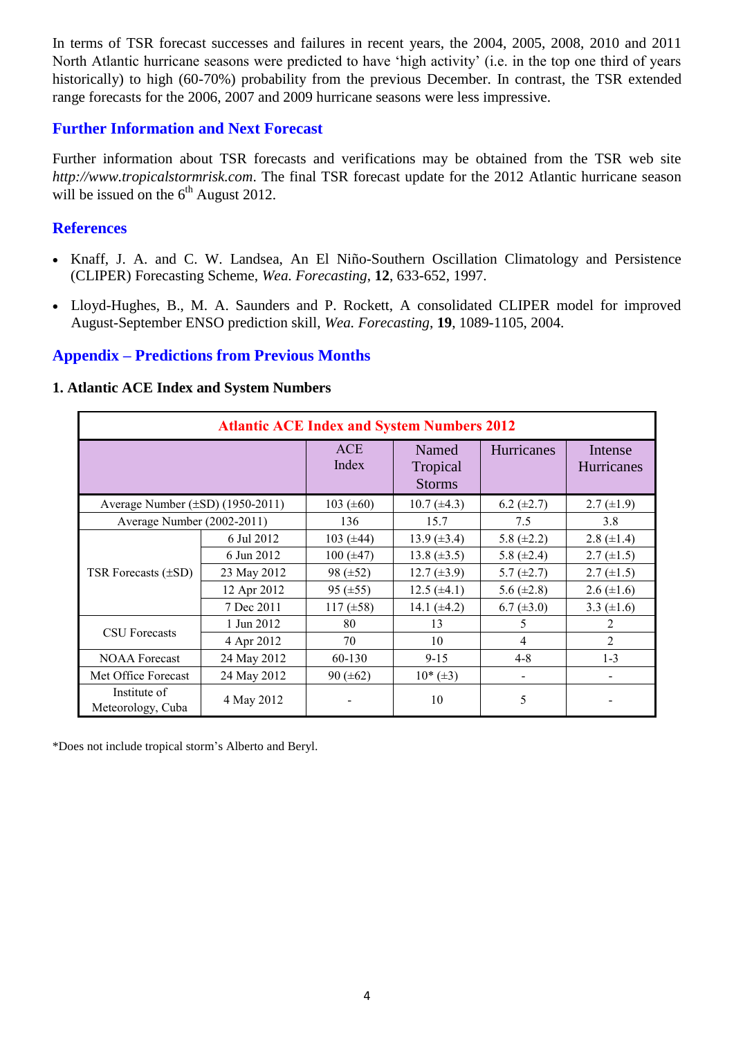In terms of TSR forecast successes and failures in recent years, the 2004, 2005, 2008, 2010 and 2011 North Atlantic hurricane seasons were predicted to have 'high activity' (i.e. in the top one third of years historically) to high (60-70%) probability from the previous December. In contrast, the TSR extended range forecasts for the 2006, 2007 and 2009 hurricane seasons were less impressive.

## Further Information and Next Forecast

Further information about TSR forecasts and verifications may be obtained from the TSR web site *http://www.tropicalstormrisk.com*. The final TSR forecast update for the 2012 Atlantic hurricane season will be issued on the 6th August 2012.

## References

- Knaff, J. A. and C. W. Landsea, An El Niño-Southern Oscillation Climatology and Persistence (CLIPER) Forecasting Scheme, *Wea. Forecasting*, **12**, 633-652, 1997.
- Lloyd-Hughes, B., M. A. Saunders and P. Rockett, A consolidated CLIPER model for improved August-September ENSO prediction skill, *Wea. Forecasting*, **19**, 1089-1105, 2004.

## Appendix – Predictions from Previous Months

### 1. Atlantic ACE Index and System Numbers

| Atlantic ACE Index and System Numbers 2012 | | | | | |
|---|---|---|---|---|---|
| | | ACE Index | Named Tropical Storms | Hurricanes | Intense Hurricanes |
| Average Number (±SD) (1950-2011) | | 103 (±60) | 10.7 (±4.3) | 6.2 (±2.7) | 2.7 (±1.9) |
| Average Number (2002-2011) | | 136 | 15.7 | 7.5 | 3.8 |
| TSR Forecasts (±SD) | 6 Jul 2012 | 103 (±44) | 13.9 (±3.4) | 5.8 (±2.2) | 2.8 (±1.4) |
| | 6 Jun 2012 | 100 (±47) | 13.8 (±3.5) | 5.8 (±2.4) | 2.7 (±1.5) |
| | 23 May 2012 | 98 (±52) | 12.7 (±3.9) | 5.7 (±2.7) | 2.7 (±1.5) |
| | 12 Apr 2012 | 95 (±55) | 12.5 (±4.1) | 5.6 (±2.8) | 2.6 (±1.6) |
| | 7 Dec 2011 | 117 (±58) | 14.1 (±4.2) | 6.7 (±3.0) | 3.3 (±1.6) |
| CSU Forecasts | 1 Jun 2012 | 80 | 13 | 5 | 2 |
| | 4 Apr 2012 | 70 | 10 | 4 | 2 |
| NOAA Forecast | 24 May 2012 | 60-130 | 9-15 | 4-8 | 1-3 |
| Met Office Forecast | 24 May 2012 | 90 (±62) | 10* (±3) | - | - |
| Institute of Meteorology, Cuba | 4 May 2012 | - | 10 | 5 | - |

*Does not include tropical storm's Alberto and Beryl.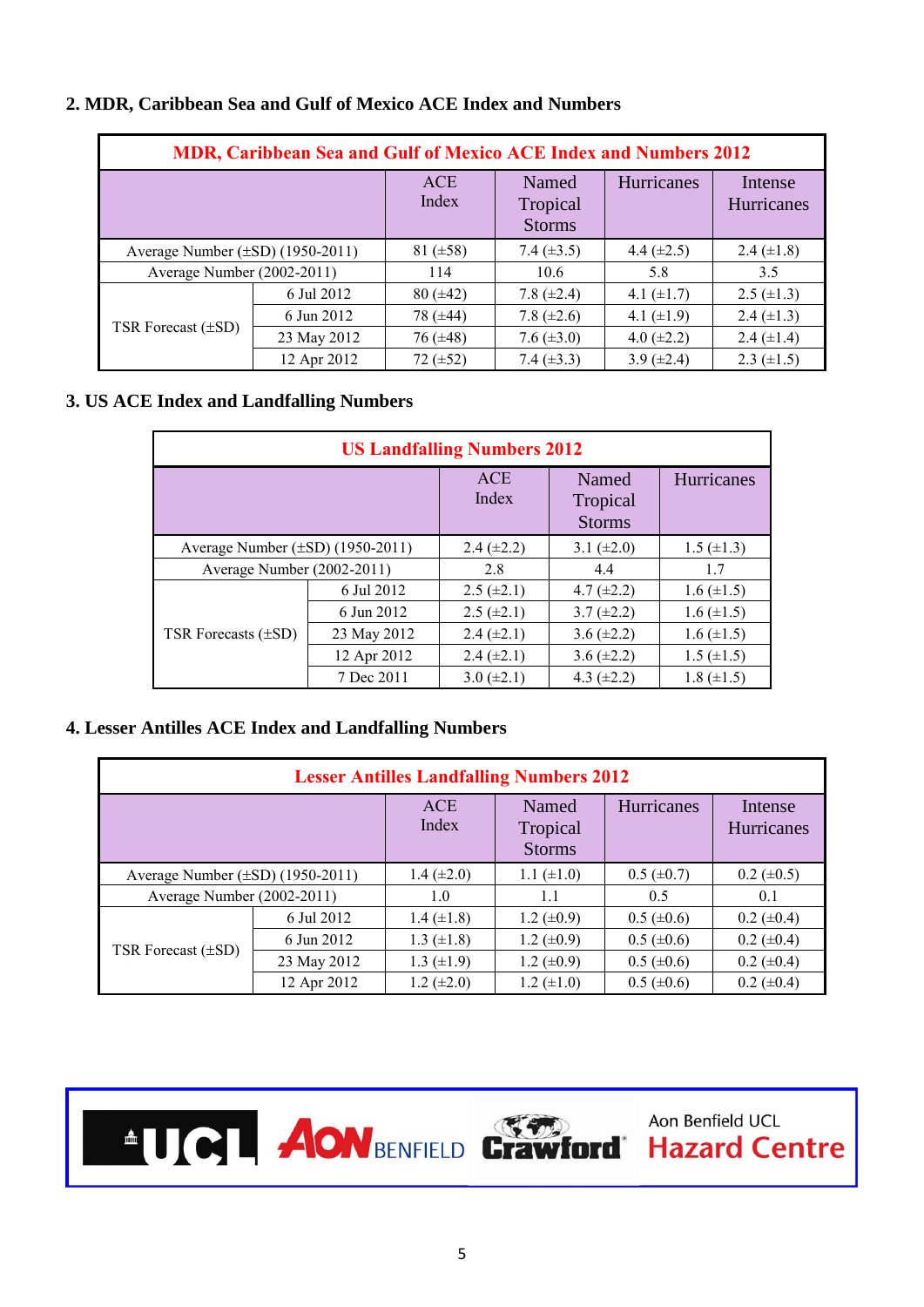## 2. MDR, Caribbean Sea and Gulf of Mexico ACE Index and Numbers

| MDR, Caribbean Sea and Gulf of Mexico ACE Index and Numbers 2012 | | | | | |
|---|---|---|---|---|---|
| | | ACE Index | Named Tropical Storms | Hurricanes | Intense Hurricanes |
| Average Number (±SD) (1950-2011) | | 81 (±58) | 7.4 (±3.5) | 4.4 (±2.5) | 2.4 (±1.8) |
| Average Number (2002-2011) | | 114 | 10.6 | 5.8 | 3.5 |
| TSR Forecast (±SD) | 6 Jul 2012 | 80 (±42) | 7.8 (±2.4) | 4.1 (±1.7) | 2.5 (±1.3) |
| | 6 Jun 2012 | 78 (±44) | 7.8 (±2.6) | 4.1 (±1.9) | 2.4 (±1.3) |
| | 23 May 2012 | 76 (±48) | 7.6 (±3.0) | 4.0 (±2.2) | 2.4 (±1.4) |
| | 12 Apr 2012 | 72 (±52) | 7.4 (±3.3) | 3.9 (±2.4) | 2.3 (±1.5) |

## 3. US ACE Index and Landfalling Numbers

| US Landfalling Numbers 2012 | | | | |
|---|---|---|---|---|
| | | ACE Index | Named Tropical Storms | Hurricanes |
| Average Number (±SD) (1950-2011) | | 2.4 (±2.2) | 3.1 (±2.0) | 1.5 (±1.3) |
| Average Number (2002-2011) | | 2.8 | 4.4 | 1.7 |
| TSR Forecasts (±SD) | 6 Jul 2012 | 2.5 (±2.1) | 4.7 (±2.2) | 1.6 (±1.5) |
| | 6 Jun 2012 | 2.5 (±2.1) | 3.7 (±2.2) | 1.6 (±1.5) |
| | 23 May 2012 | 2.4 (±2.1) | 3.6 (±2.2) | 1.6 (±1.5) |
| | 12 Apr 2012 | 2.4 (±2.1) | 3.6 (±2.2) | 1.5 (±1.5) |
| | 7 Dec 2011 | 3.0 (±2.1) | 4.3 (±2.2) | 1.8 (±1.5) |

## 4. Lesser Antilles ACE Index and Landfalling Numbers

| Lesser Antilles Landfalling Numbers 2012 | | | | | |
|---|---|---|---|---|---|
| | | ACE Index | Named Tropical Storms | Hurricanes | Intense Hurricanes |
| Average Number (±SD) (1950-2011) | | 1.4 (±2.0) | 1.1 (±1.0) | 0.5 (±0.7) | 0.2 (±0.5) |
| Average Number (2002-2011) | | 1.0 | 1.1 | 0.5 | 0.1 |
| TSR Forecast (±SD) | 6 Jul 2012 | 1.4 (±1.8) | 1.2 (±0.9) | 0.5 (±0.6) | 0.2 (±0.4) |
| | 6 Jun 2012 | 1.3 (±1.8) | 1.2 (±0.9) | 0.5 (±0.6) | 0.2 (±0.4) |
| | 23 May 2012 | 1.3 (±1.9) | 1.2 (±0.9) | 0.5 (±0.6) | 0.2 (±0.4) |
| | 12 Apr 2012 | 1.2 (±2.0) | 1.2 (±1.0) | 0.5 (±0.6) | 0.2 (±0.4) |

UCL AON BENFIELD Crawford Aon Benfield UCL Hazard Centre